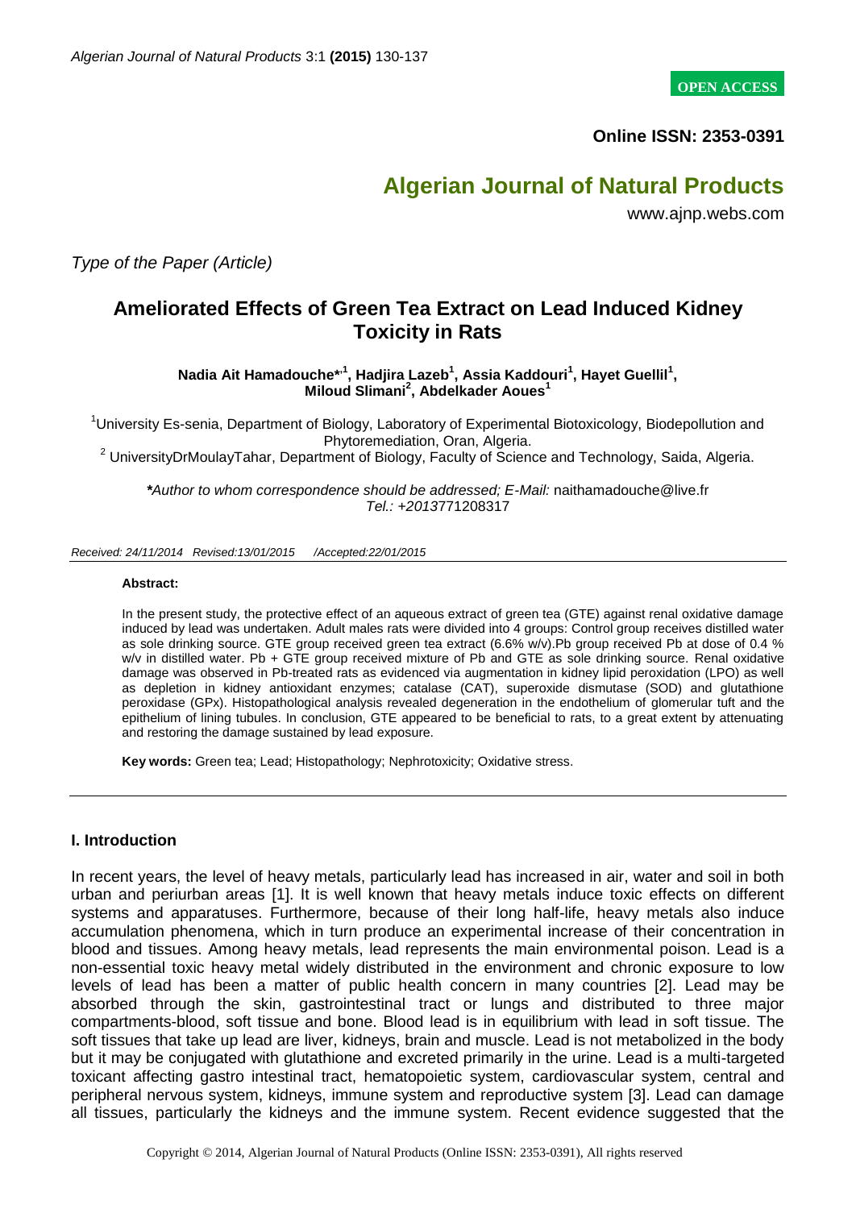OPEN ACCESS

**Online ISSN: 2353-0391**

# Algerian Journal of Natural Products

www.ajnp.webs.com

*Type of the Paper (Article)*

## Ameliorated Effects of Green Tea Extract on Lead Induced Kidney Toxicity in Rats

**Nadia Ait Hamadouche*[1], Hadjira Lazeb[1], Assia Kaddouri[1], Hayet Guellil[1], Miloud Slimani[2], Abdelkader Aoues[1]**

[1]University Es-senia, Department of Biology, Laboratory of Experimental Biotoxicology, Biodepollution and Phytoremediation, Oran, Algeria.

[2] UniversityDrMoulayTahar, Department of Biology, Faculty of Science and Technology, Saida, Algeria.

***Author to whom correspondence should be addressed; E-Mail:** naithamadouche@live.fr
*Tel.: +2013*771208317

*Received: 24/11/2014 Revised:13/01/2015 /Accepted:22/01/2015*

**Abstract:**

In the present study, the protective effect of an aqueous extract of green tea (GTE) against renal oxidative damage induced by lead was undertaken. Adult males rats were divided into 4 groups: Control group receives distilled water as sole drinking source. GTE group received green tea extract (6.6% w/v).Pb group received Pb at dose of 0.4 % w/v in distilled water. Pb + GTE group received mixture of Pb and GTE as sole drinking source. Renal oxidative damage was observed in Pb-treated rats as evidenced via augmentation in kidney lipid peroxidation (LPO) as well as depletion in kidney antioxidant enzymes; catalase (CAT), superoxide dismutase (SOD) and glutathione peroxidase (GPx). Histopathological analysis revealed degeneration in the endothelium of glomerular tuft and the epithelium of lining tubules. In conclusion, GTE appeared to be beneficial to rats, to a great extent by attenuating and restoring the damage sustained by lead exposure.

**Key words:** Green tea; Lead; Histopathology; Nephrotoxicity; Oxidative stress.

### I. Introduction

In recent years, the level of heavy metals, particularly lead has increased in air, water and soil in both urban and periurban areas [1]. It is well known that heavy metals induce toxic effects on different systems and apparatuses. Furthermore, because of their long half-life, heavy metals also induce accumulation phenomena, which in turn produce an experimental increase of their concentration in blood and tissues. Among heavy metals, lead represents the main environmental poison. Lead is a non-essential toxic heavy metal widely distributed in the environment and chronic exposure to low levels of lead has been a matter of public health concern in many countries [2]. Lead may be absorbed through the skin, gastrointestinal tract or lungs and distributed to three major compartments-blood, soft tissue and bone. Blood lead is in equilibrium with lead in soft tissue. The soft tissues that take up lead are liver, kidneys, brain and muscle. Lead is not metabolized in the body but it may be conjugated with glutathione and excreted primarily in the urine. Lead is a multi-targeted toxicant affecting gastro intestinal tract, hematopoietic system, cardiovascular system, central and peripheral nervous system, kidneys, immune system and reproductive system [3]. Lead can damage all tissues, particularly the kidneys and the immune system. Recent evidence suggested that the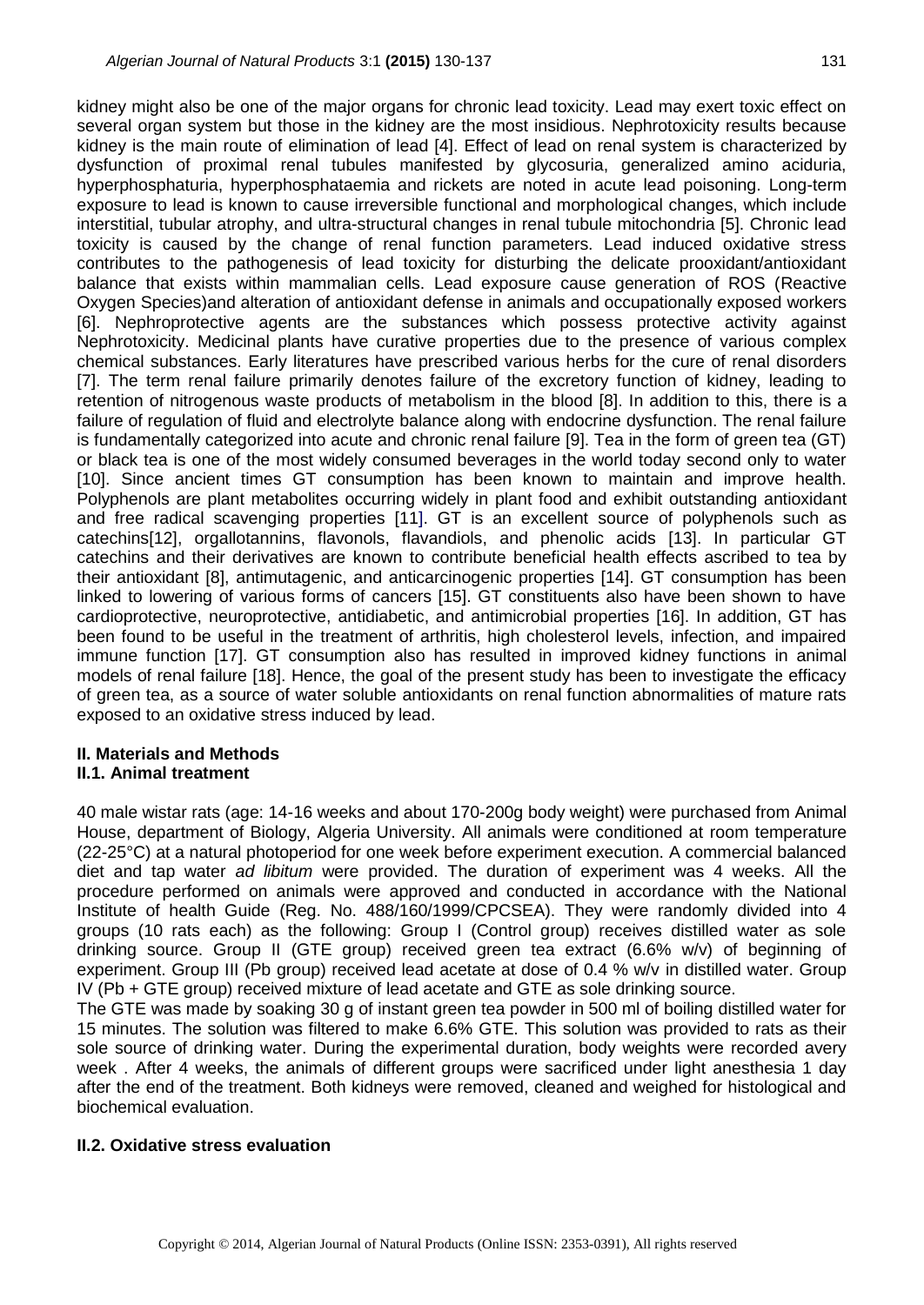kidney might also be one of the major organs for chronic lead toxicity. Lead may exert toxic effect on several organ system but those in the kidney are the most insidious. Nephrotoxicity results because kidney is the main route of elimination of lead [4]. Effect of lead on renal system is characterized by dysfunction of proximal renal tubules manifested by glycosuria, generalized amino aciduria, hyperphosphaturia, hyperphosphataemia and rickets are noted in acute lead poisoning. Long-term exposure to lead is known to cause irreversible functional and morphological changes, which include interstitial, tubular atrophy, and ultra-structural changes in renal tubule mitochondria [5]. Chronic lead toxicity is caused by the change of renal function parameters. Lead induced oxidative stress contributes to the pathogenesis of lead toxicity for disturbing the delicate prooxidant/antioxidant balance that exists within mammalian cells. Lead exposure cause generation of ROS (Reactive Oxygen Species)and alteration of antioxidant defense in animals and occupationally exposed workers [6]. Nephroprotective agents are the substances which possess protective activity against Nephrotoxicity. Medicinal plants have curative properties due to the presence of various complex chemical substances. Early literatures have prescribed various herbs for the cure of renal disorders [7]. The term renal failure primarily denotes failure of the excretory function of kidney, leading to retention of nitrogenous waste products of metabolism in the blood [8]. In addition to this, there is a failure of regulation of fluid and electrolyte balance along with endocrine dysfunction. The renal failure is fundamentally categorized into acute and chronic renal failure [9]. Tea in the form of green tea (GT) or black tea is one of the most widely consumed beverages in the world today second only to water [10]. Since ancient times GT consumption has been known to maintain and improve health. Polyphenols are plant metabolites occurring widely in plant food and exhibit outstanding antioxidant and free radical scavenging properties [11]. GT is an excellent source of polyphenols such as catechins[12], orgallotannins, flavonols, flavandiols, and phenolic acids [13]. In particular GT catechins and their derivatives are known to contribute beneficial health effects ascribed to tea by their antioxidant [8], antimutagenic, and anticarcinogenic properties [14]. GT consumption has been linked to lowering of various forms of cancers [15]. GT constituents also have been shown to have cardioprotective, neuroprotective, antidiabetic, and antimicrobial properties [16]. In addition, GT has been found to be useful in the treatment of arthritis, high cholesterol levels, infection, and impaired immune function [17]. GT consumption also has resulted in improved kidney functions in animal models of renal failure [18]. Hence, the goal of the present study has been to investigate the efficacy of green tea, as a source of water soluble antioxidants on renal function abnormalities of mature rats exposed to an oxidative stress induced by lead.

## II. Materials and Methods

### II.1. Animal treatment

40 male wistar rats (age: 14-16 weeks and about 170-200g body weight) were purchased from Animal House, department of Biology, Algeria University. All animals were conditioned at room temperature (22-25°C) at a natural photoperiod for one week before experiment execution. A commercial balanced diet and tap water *ad libitum* were provided. The duration of experiment was 4 weeks. All the procedure performed on animals were approved and conducted in accordance with the National Institute of health Guide (Reg. No. 488/160/1999/CPCSEA). They were randomly divided into 4 groups (10 rats each) as the following: Group I (Control group) receives distilled water as sole drinking source. Group II (GTE group) received green tea extract (6.6% w/v) of beginning of experiment. Group III (Pb group) received lead acetate at dose of 0.4 % w/v in distilled water. Group IV (Pb + GTE group) received mixture of lead acetate and GTE as sole drinking source.

The GTE was made by soaking 30 g of instant green tea powder in 500 ml of boiling distilled water for 15 minutes. The solution was filtered to make 6.6% GTE. This solution was provided to rats as their sole source of drinking water. During the experimental duration, body weights were recorded avery week . After 4 weeks, the animals of different groups were sacrificed under light anesthesia 1 day after the end of the treatment. Both kidneys were removed, cleaned and weighed for histological and biochemical evaluation.

### II.2. Oxidative stress evaluation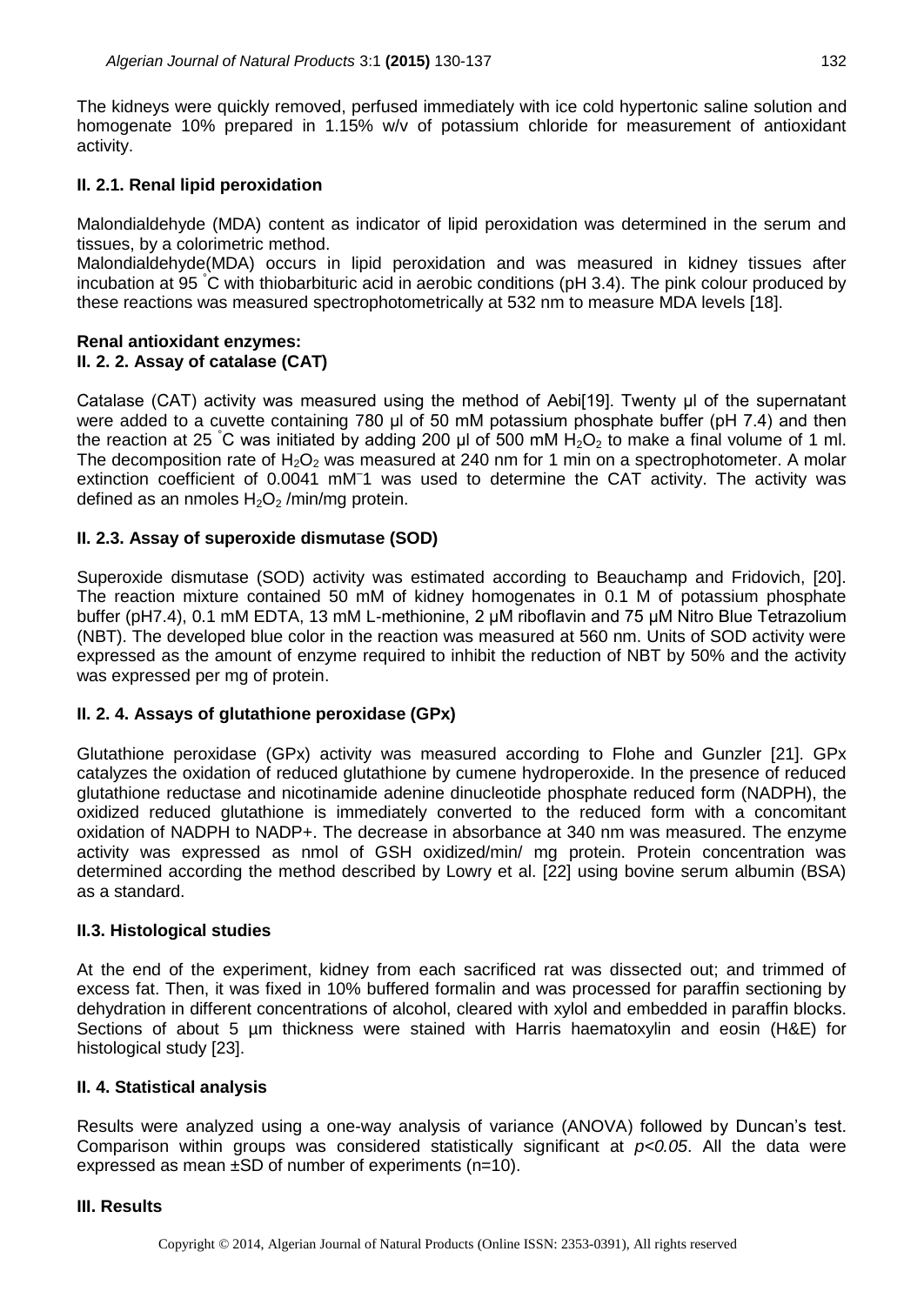The kidneys were quickly removed, perfused immediately with ice cold hypertonic saline solution and homogenate 10% prepared in 1.15% w/v of potassium chloride for measurement of antioxidant activity.

### II. 2.1. Renal lipid peroxidation

Malondialdehyde (MDA) content as indicator of lipid peroxidation was determined in the serum and tissues, by a colorimetric method.

Malondialdehyde(MDA) occurs in lipid peroxidation and was measured in kidney tissues after incubation at 95 °C with thiobarbituric acid in aerobic conditions (pH 3.4). The pink colour produced by these reactions was measured spectrophotometrically at 532 nm to measure MDA levels [18].

**Renal antioxidant enzymes:**

### II. 2. 2. Assay of catalase (CAT)

Catalase (CAT) activity was measured using the method of Aebi[19]. Twenty µl of the supernatant were added to a cuvette containing 780 µl of 50 mM potassium phosphate buffer (pH 7.4) and then the reaction at 25 °C was initiated by adding 200 µl of 500 mM $H_2O_2$ to make a final volume of 1 ml. The decomposition rate of $H_2O_2$ was measured at 240 nm for 1 min on a spectrophotometer. A molar extinction coefficient of 0.0041 $mM^{-1}$ was used to determine the CAT activity. The activity was defined as an nmoles $H_2O_2$ /min/mg protein.

### II. 2.3. Assay of superoxide dismutase (SOD)

Superoxide dismutase (SOD) activity was estimated according to Beauchamp and Fridovich, [20]. The reaction mixture contained 50 mM of kidney homogenates in 0.1 M of potassium phosphate buffer (pH7.4), 0.1 mM EDTA, 13 mM L-methionine, 2 µM riboflavin and 75 µM Nitro Blue Tetrazolium (NBT). The developed blue color in the reaction was measured at 560 nm. Units of SOD activity were expressed as the amount of enzyme required to inhibit the reduction of NBT by 50% and the activity was expressed per mg of protein.

### II. 2. 4. Assays of glutathione peroxidase (GPx)

Glutathione peroxidase (GPx) activity was measured according to Flohe and Gunzler [21]. GPx catalyzes the oxidation of reduced glutathione by cumene hydroperoxide. In the presence of reduced glutathione reductase and nicotinamide adenine dinucleotide phosphate reduced form (NADPH), the oxidized reduced glutathione is immediately converted to the reduced form with a concomitant oxidation of NADPH to NADP+. The decrease in absorbance at 340 nm was measured. The enzyme activity was expressed as nmol of GSH oxidized/min/ mg protein. Protein concentration was determined according the method described by Lowry et al. [22] using bovine serum albumin (BSA) as a standard.

### II.3. Histological studies

At the end of the experiment, kidney from each sacrificed rat was dissected out; and trimmed of excess fat. Then, it was fixed in 10% buffered formalin and was processed for paraffin sectioning by dehydration in different concentrations of alcohol, cleared with xylol and embedded in paraffin blocks. Sections of about 5 µm thickness were stained with Harris haematoxylin and eosin (H&E) for histological study [23].

### II. 4. Statistical analysis

Results were analyzed using a one-way analysis of variance (ANOVA) followed by Duncan's test. Comparison within groups was considered statistically significant at $p<0.05$. All the data were expressed as mean ±SD of number of experiments (n=10).

## III. Results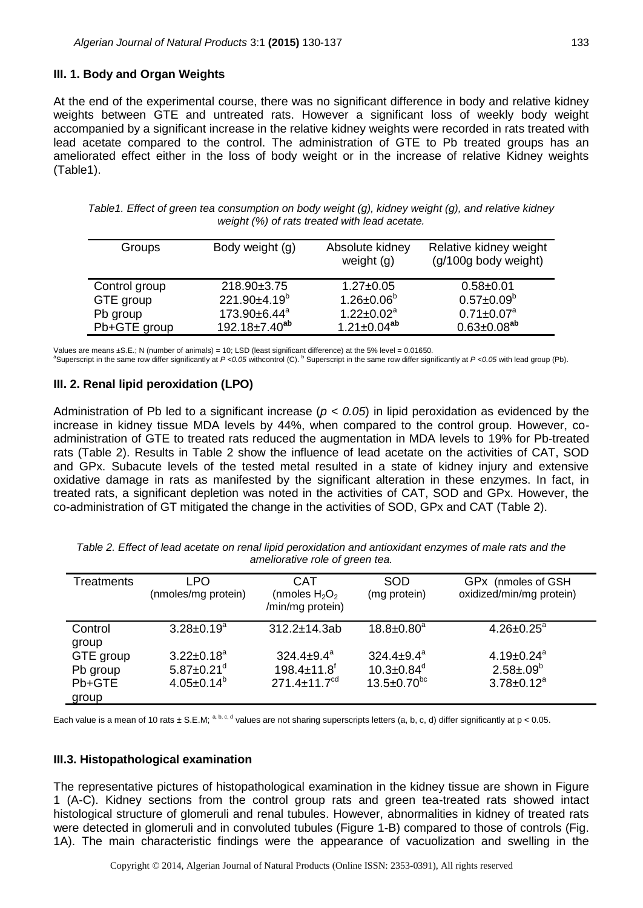### III. 1. Body and Organ Weights

At the end of the experimental course, there was no significant difference in body and relative kidney weights between GTE and untreated rats. However a significant loss of weekly body weight accompanied by a significant increase in the relative kidney weights were recorded in rats treated with lead acetate compared to the control. The administration of GTE to Pb treated groups has an ameliorated effect either in the loss of body weight or in the increase of relative Kidney weights (Table1).

*Table1. Effect of green tea consumption on body weight (g), kidney weight (g), and relative kidney weight (%) of rats treated with lead acetate.*

| Groups | Body weight (g) | Absolute kidney weight (g) | Relative kidney weight (g/100g body weight) |
|---|---|---|---|
| Control group | 218.90±3.75 | 1.27±0.05 | 0.58±0.01 |
| GTE group | 221.90±4.19$^{b}$ | 1.26±0.06$^{b}$ | 0.57±0.09$^{b}$ |
| Pb group | 173.90±6.44$^{a}$ | 1.22±0.02$^{a}$ | 0.71±0.07$^{a}$ |
| Pb+GTE group | 192.18±7.40$^{\mathbf{ab}}$ | 1.21±0.04$^{\mathbf{ab}}$ | 0.63±0.08$^{\mathbf{ab}}$ |

Values are means ±S.E.; N (number of animals) = 10; LSD (least significant difference) at the 5% level = 0.01650.
[a]Superscript in the same row differ significantly at *P <0.05* withcontrol (C). [b] Superscript in the same row differ significantly at *P <0.05* with lead group (Pb).

### III. 2. Renal lipid peroxidation (LPO)

Administration of Pb led to a significant increase ($p < 0.05$) in lipid peroxidation as evidenced by the increase in kidney tissue MDA levels by 44%, when compared to the control group. However, co-administration of GTE to treated rats reduced the augmentation in MDA levels to 19% for Pb-treated rats (Table 2). Results in Table 2 show the influence of lead acetate on the activities of CAT, SOD and GPx. Subacute levels of the tested metal resulted in a state of kidney injury and extensive oxidative damage in rats as manifested by the significant alteration in these enzymes. In fact, in treated rats, a significant depletion was noted in the activities of CAT, SOD and GPx. However, the co-administration of GT mitigated the change in the activities of SOD, GPx and CAT (Table 2).

*Table 2. Effect of lead acetate on renal lipid peroxidation and antioxidant enzymes of male rats and the ameliorative role of green tea.*

| Treatments | LPO (nmoles/mg protein) | CAT (nmoles $H_2O_2$ /min/mg protein) | SOD (mg protein) | GPx (nmoles of GSH oxidized/min/mg protein) |
|---|---|---|---|---|
| Control group | 3.28±0.19$^{a}$ | 312.2±14.3ab | 18.8±0.80$^{a}$ | 4.26±0.25$^{a}$ |
| GTE group | 3.22±0.18$^{a}$ | 324.4±9.4$^{a}$ | 324.4±9.4$^{a}$ | 4.19±0.24$^{a}$ |
| Pb group | 5.87±0.21$^{d}$ | 198.4±11.8$^{f}$ | 10.3±0.84$^{d}$ | 2.58±.09$^{b}$ |
| Pb+GTE group | 4.05±0.14$^{b}$ | 271.4±11.7$^{cd}$ | 13.5±0.70$^{bc}$ | 3.78±0.12$^{a}$ |

Each value is a mean of 10 rats ± S.E.M; [a, b, c, d] values are not sharing superscripts letters (a, b, c, d) differ significantly at p < 0.05.

### III.3. Histopathological examination

The representative pictures of histopathological examination in the kidney tissue are shown in Figure 1 (A-C). Kidney sections from the control group rats and green tea-treated rats showed intact histological structure of glomeruli and renal tubules. However, abnormalities in kidney of treated rats were detected in glomeruli and in convoluted tubules (Figure 1-B) compared to those of controls (Fig. 1A). The main characteristic findings were the appearance of vacuolization and swelling in the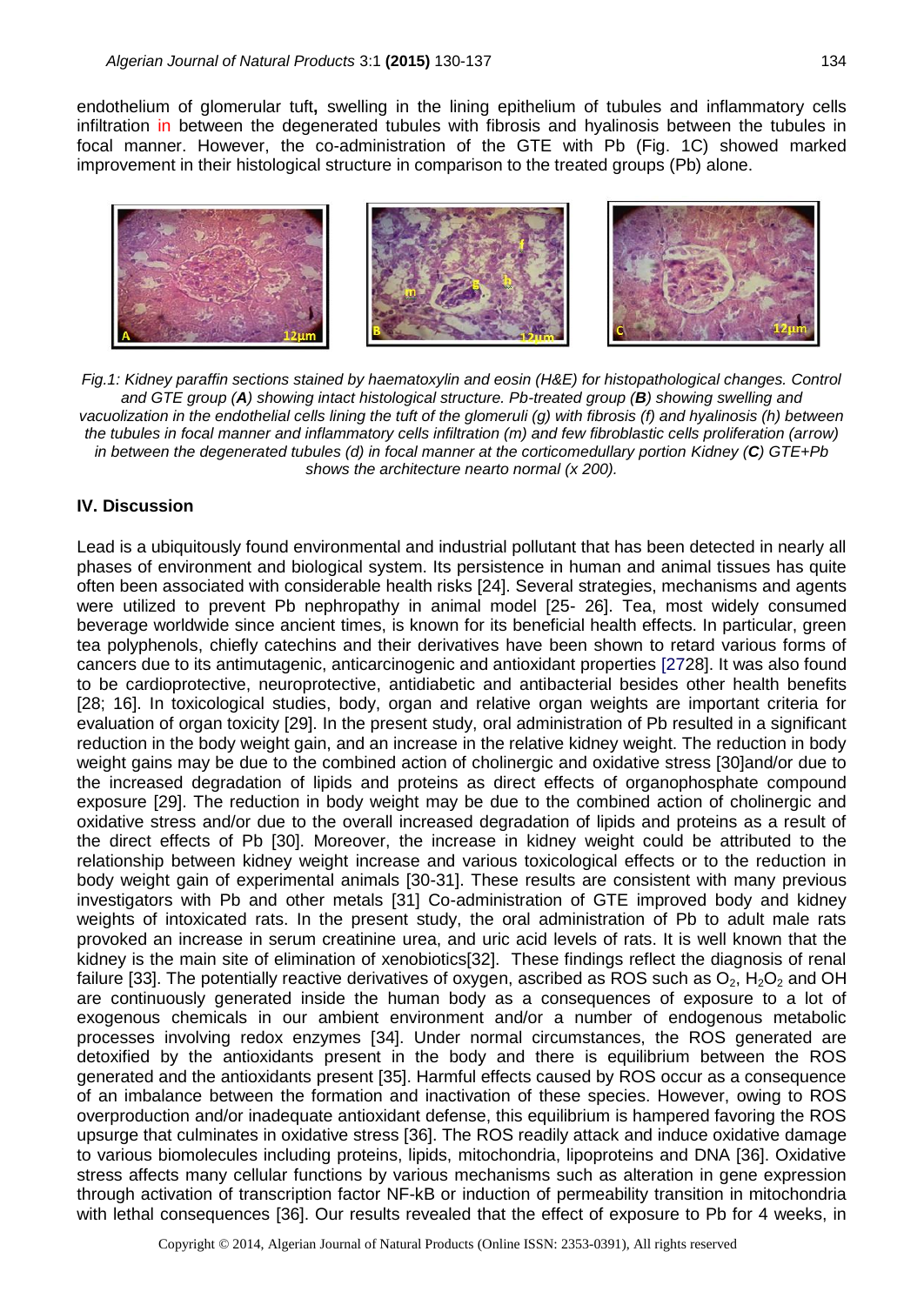endothelium of glomerular tuft**,** swelling in the lining epithelium of tubules and inflammatory cells infiltration in between the degenerated tubules with fibrosis and hyalinosis between the tubules in focal manner. However, the co-administration of the GTE with Pb (Fig. 1C) showed marked improvement in their histological structure in comparison to the treated groups (Pb) alone.

A 12µm

B 12µm

C 12µm

*Fig.1: Kidney paraffin sections stained by haematoxylin and eosin (H&E) for histopathological changes. Control and GTE group (**A**) showing intact histological structure. Pb-treated group (**B**) showing swelling and vacuolization in the endothelial cells lining the tuft of the glomeruli (g) with fibrosis (f) and hyalinosis (h) between the tubules in focal manner and inflammatory cells infiltration (m) and few fibroblastic cells proliferation (arrow) in between the degenerated tubules (d) in focal manner at the corticomedullary portion Kidney (**C**) GTE+Pb shows the architecture nearto normal (x 200).*

## IV. Discussion

Lead is a ubiquitously found environmental and industrial pollutant that has been detected in nearly all phases of environment and biological system. Its persistence in human and animal tissues has quite often been associated with considerable health risks [24]. Several strategies, mechanisms and agents were utilized to prevent Pb nephropathy in animal model [25- 26]. Tea, most widely consumed beverage worldwide since ancient times, is known for its beneficial health effects. In particular, green tea polyphenols, chiefly catechins and their derivatives have been shown to retard various forms of cancers due to its antimutagenic, anticarcinogenic and antioxidant properties [2728]. It was also found to be cardioprotective, neuroprotective, antidiabetic and antibacterial besides other health benefits [28; 16]. In toxicological studies, body, organ and relative organ weights are important criteria for evaluation of organ toxicity [29]. In the present study, oral administration of Pb resulted in a significant reduction in the body weight gain, and an increase in the relative kidney weight. The reduction in body weight gains may be due to the combined action of cholinergic and oxidative stress [30]and/or due to the increased degradation of lipids and proteins as direct effects of organophosphate compound exposure [29]. The reduction in body weight may be due to the combined action of cholinergic and oxidative stress and/or due to the overall increased degradation of lipids and proteins as a result of the direct effects of Pb [30]. Moreover, the increase in kidney weight could be attributed to the relationship between kidney weight increase and various toxicological effects or to the reduction in body weight gain of experimental animals [30-31]. These results are consistent with many previous investigators with Pb and other metals [31] Co-administration of GTE improved body and kidney weights of intoxicated rats. In the present study, the oral administration of Pb to adult male rats provoked an increase in serum creatinine urea, and uric acid levels of rats. It is well known that the kidney is the main site of elimination of xenobiotics[32]. These findings reflect the diagnosis of renal failure [33]. The potentially reactive derivatives of oxygen, ascribed as ROS such as $O_2$, $H_2O_2$ and OH are continuously generated inside the human body as a consequences of exposure to a lot of exogenous chemicals in our ambient environment and/or a number of endogenous metabolic processes involving redox enzymes [34]. Under normal circumstances, the ROS generated are detoxified by the antioxidants present in the body and there is equilibrium between the ROS generated and the antioxidants present [35]. Harmful effects caused by ROS occur as a consequence of an imbalance between the formation and inactivation of these species. However, owing to ROS overproduction and/or inadequate antioxidant defense, this equilibrium is hampered favoring the ROS upsurge that culminates in oxidative stress [36]. The ROS readily attack and induce oxidative damage to various biomolecules including proteins, lipids, mitochondria, lipoproteins and DNA [36]. Oxidative stress affects many cellular functions by various mechanisms such as alteration in gene expression through activation of transcription factor NF-kB or induction of permeability transition in mitochondria with lethal consequences [36]. Our results revealed that the effect of exposure to Pb for 4 weeks, in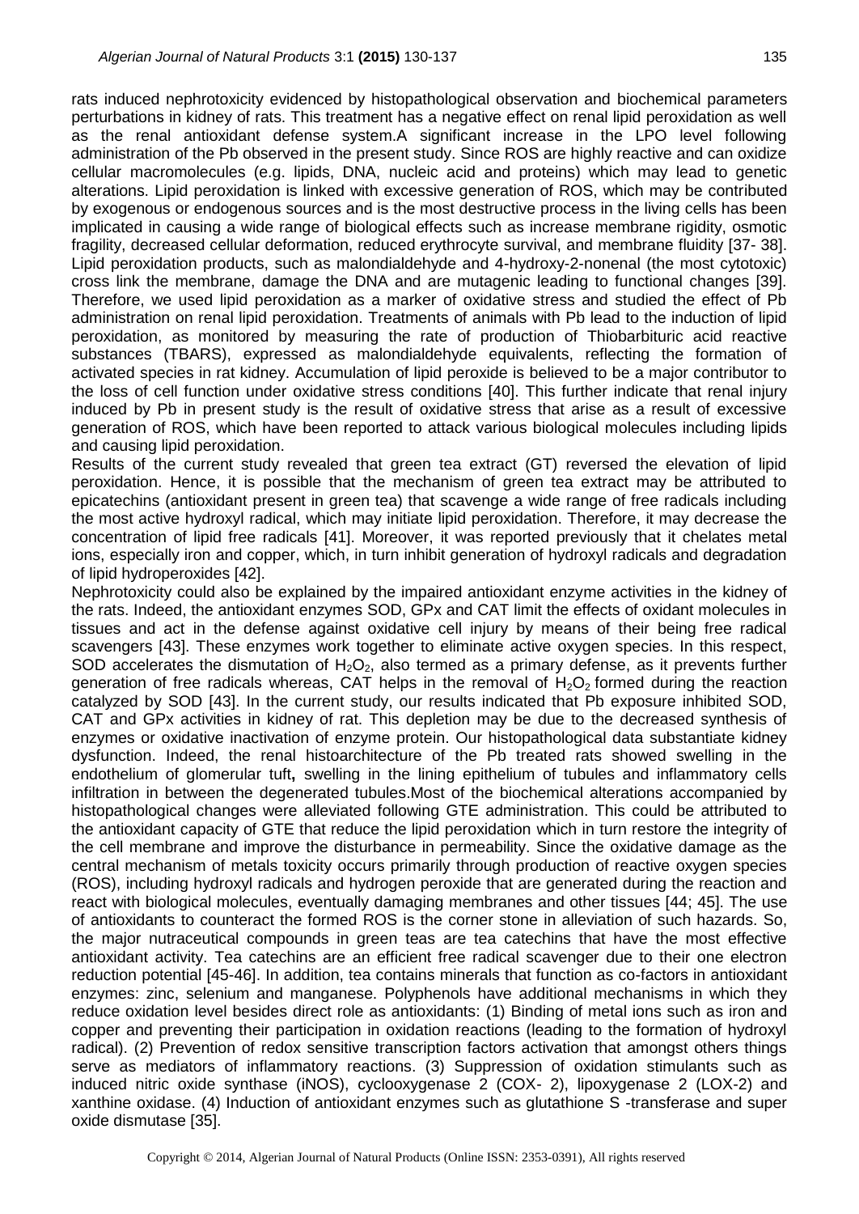rats induced nephrotoxicity evidenced by histopathological observation and biochemical parameters perturbations in kidney of rats. This treatment has a negative effect on renal lipid peroxidation as well as the renal antioxidant defense system.A significant increase in the LPO level following administration of the Pb observed in the present study. Since ROS are highly reactive and can oxidize cellular macromolecules (e.g. lipids, DNA, nucleic acid and proteins) which may lead to genetic alterations. Lipid peroxidation is linked with excessive generation of ROS, which may be contributed by exogenous or endogenous sources and is the most destructive process in the living cells has been implicated in causing a wide range of biological effects such as increase membrane rigidity, osmotic fragility, decreased cellular deformation, reduced erythrocyte survival, and membrane fluidity [37- 38]. Lipid peroxidation products, such as malondialdehyde and 4-hydroxy-2-nonenal (the most cytotoxic) cross link the membrane, damage the DNA and are mutagenic leading to functional changes [39]. Therefore, we used lipid peroxidation as a marker of oxidative stress and studied the effect of Pb administration on renal lipid peroxidation. Treatments of animals with Pb lead to the induction of lipid peroxidation, as monitored by measuring the rate of production of Thiobarbituric acid reactive substances (TBARS), expressed as malondialdehyde equivalents, reflecting the formation of activated species in rat kidney. Accumulation of lipid peroxide is believed to be a major contributor to the loss of cell function under oxidative stress conditions [40]. This further indicate that renal injury induced by Pb in present study is the result of oxidative stress that arise as a result of excessive generation of ROS, which have been reported to attack various biological molecules including lipids and causing lipid peroxidation.

Results of the current study revealed that green tea extract (GT) reversed the elevation of lipid peroxidation. Hence, it is possible that the mechanism of green tea extract may be attributed to epicatechins (antioxidant present in green tea) that scavenge a wide range of free radicals including the most active hydroxyl radical, which may initiate lipid peroxidation. Therefore, it may decrease the concentration of lipid free radicals [41]. Moreover, it was reported previously that it chelates metal ions, especially iron and copper, which, in turn inhibit generation of hydroxyl radicals and degradation of lipid hydroperoxides [42].

Nephrotoxicity could also be explained by the impaired antioxidant enzyme activities in the kidney of the rats. Indeed, the antioxidant enzymes SOD, GPx and CAT limit the effects of oxidant molecules in tissues and act in the defense against oxidative cell injury by means of their being free radical scavengers [43]. These enzymes work together to eliminate active oxygen species. In this respect, SOD accelerates the dismutation of $H_2O_2$, also termed as a primary defense, as it prevents further generation of free radicals whereas, CAT helps in the removal of $H_2O_2$ formed during the reaction catalyzed by SOD [43]. In the current study, our results indicated that Pb exposure inhibited SOD, CAT and GPx activities in kidney of rat. This depletion may be due to the decreased synthesis of enzymes or oxidative inactivation of enzyme protein. Our histopathological data substantiate kidney dysfunction. Indeed, the renal histoarchitecture of the Pb treated rats showed swelling in the endothelium of glomerulur tuft**,** swelling in the lining epithelium of tubules and inflammatory cells infiltration in between the degenerated tubules.Most of the biochemical alterations accompanied by histopathological changes were alleviated following GTE administration. This could be attributed to the antioxidant capacity of GTE that reduce the lipid peroxidation which in turn restore the integrity of the cell membrane and improve the disturbance in permeability. Since the oxidative damage as the central mechanism of metals toxicity occurs primarily through production of reactive oxygen species (ROS), including hydroxyl radicals and hydrogen peroxide that are generated during the reaction and react with biological molecules, eventually damaging membranes and other tissues [44; 45]. The use of antioxidants to counteract the formed ROS is the corner stone in alleviation of such hazards. So, the major nutraceutical compounds in green teas are tea catechins that have the most effective antioxidant activity. Tea catechins are an efficient free radical scavenger due to their one electron reduction potential [45-46]. In addition, tea contains minerals that function as co-factors in antioxidant enzymes: zinc, selenium and manganese. Polyphenols have additional mechanisms in which they reduce oxidation level besides direct role as antioxidants: (1) Binding of metal ions such as iron and copper and preventing their participation in oxidation reactions (leading to the formation of hydroxyl radical). (2) Prevention of redox sensitive transcription factors activation that amongst others things serve as mediators of inflammatory reactions. (3) Suppression of oxidation stimulants such as induced nitric oxide synthase (iNOS), cyclooxygenase 2 (COX- 2), lipoxygenase 2 (LOX-2) and xanthine oxidase. (4) Induction of antioxidant enzymes such as glutathione S -transferase and super oxide dismutase [35].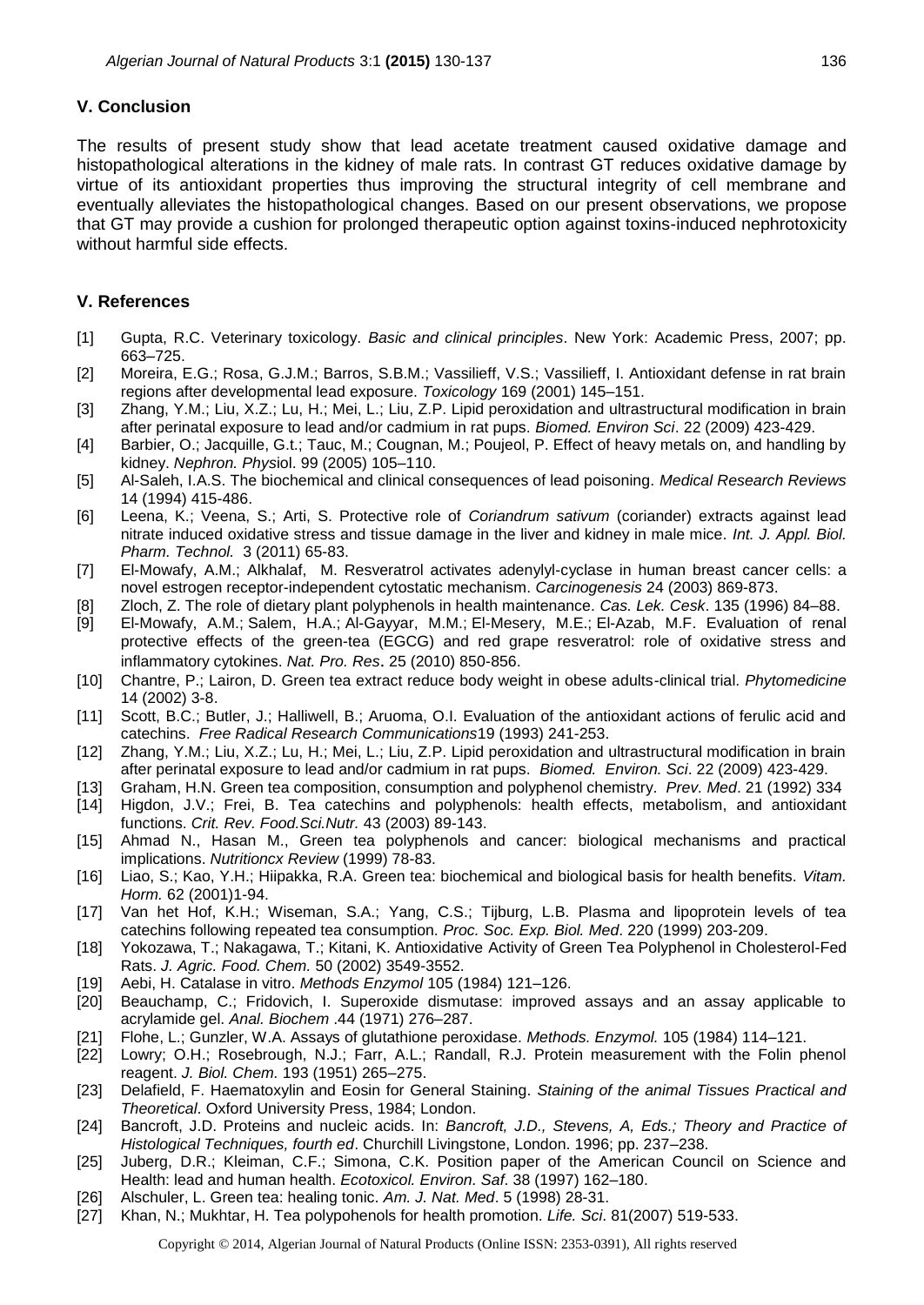## V. Conclusion

The results of present study show that lead acetate treatment caused oxidative damage and histopathological alterations in the kidney of male rats. In contrast GT reduces oxidative damage by virtue of its antioxidant properties thus improving the structural integrity of cell membrane and eventually alleviates the histopathological changes. Based on our present observations, we propose that GT may provide a cushion for prolonged therapeutic option against toxins-induced nephrotoxicity without harmful side effects.

## V. References

[1] Gupta, R.C. Veterinary toxicology. *Basic and clinical principles*. New York: Academic Press, 2007; pp. 663–725.

[2] Moreira, E.G.; Rosa, G.J.M.; Barros, S.B.M.; Vassilieff, V.S.; Vassilieff, I. Antioxidant defense in rat brain regions after developmental lead exposure. *Toxicology* 169 (2001) 145–151.

[3] Zhang, Y.M.; Liu, X.Z.; Lu, H.; Mei, L.; Liu, Z.P. Lipid peroxidation and ultrastructural modification in brain after perinatal exposure to lead and/or cadmium in rat pups. *Biomed. Environ Sci*. 22 (2009) 423-429.

[4] Barbier, O.; Jacquille, G.t.; Tauc, M.; Cougnan, M.; Poujeol, P. Effect of heavy metals on, and handling by kidney. *Nephron. Phys*iol. 99 (2005) 105–110.

[5] Al-Saleh, I.A.S. The biochemical and clinical consequences of lead poisoning. *Medical Research Reviews* 14 (1994) 415-486.

[6] Leena, K.; Veena, S.; Arti, S. Protective role of *Coriandrum sativum* (coriander) extracts against lead nitrate induced oxidative stress and tissue damage in the liver and kidney in male mice. *Int. J. Appl. Biol. Pharm. Technol.* 3 (2011) 65-83.

[7] El-Mowafy, A.M.; Alkhalaf, M. Resveratrol activates adenylyl-cyclase in human breast cancer cells: a novel estrogen receptor-independent cytostatic mechanism. *Carcinogenesis* 24 (2003) 869-873.

[8] Zloch, Z. The role of dietary plant polyphenols in health maintenance. *Cas. Lek. Cesk*. 135 (1996) 84–88.

[9] El-Mowafy, A.M.; Salem, H.A.; Al-Gayyar, M.M.; El-Mesery, M.E.; El-Azab, M.F. Evaluation of renal protective effects of the green-tea (EGCG) and red grape resveratrol: role of oxidative stress and inflammatory cytokines. *Nat. Pro. Res***.** 25 (2010) 850-856.

[10] Chantre, P.; Lairon, D. Green tea extract reduce body weight in obese adults-clinical trial. *Phytomedicine* 14 (2002) 3-8.

[11] Scott, B.C.; Butler, J.; Halliwell, B.; Aruoma, O.I. Evaluation of the antioxidant actions of ferulic acid and catechins. *Free Radical Research Communications*19 (1993) 241-253.

[12] Zhang, Y.M.; Liu, X.Z.; Lu, H.; Mei, L.; Liu, Z.P. Lipid peroxidation and ultrastructural modification in brain after perinatal exposure to lead and/or cadmium in rat pups. *Biomed. Environ. Sci*. 22 (2009) 423-429.

[13] Graham, H.N. Green tea composition, consumption and polyphenol chemistry. *Prev. Med*. 21 (1992) 334

[14] Higdon, J.V.; Frei, B. Tea catechins and polyphenols: health effects, metabolism, and antioxidant functions. *Crit. Rev. Food.Sci.Nutr.* 43 (2003) 89-143.

[15] Ahmad N., Hasan M., Green tea polyphenols and cancer: biological mechanisms and practical implications. *Nutritioncx Review* (1999) 78-83.

[16] Liao, S.; Kao, Y.H.; Hiipakka, R.A. Green tea: biochemical and biological basis for health benefits. *Vitam. Horm.* 62 (2001)1-94.

[17] Van het Hof, K.H.; Wiseman, S.A.; Yang, C.S.; Tijburg, L.B. Plasma and lipoprotein levels of tea catechins following repeated tea consumption. *Proc. Soc. Exp. Biol. Med*. 220 (1999) 203-209.

[18] Yokozawa, T.; Nakagawa, T.; Kitani, K. Antioxidative Activity of Green Tea Polyphenol in Cholesterol-Fed Rats. *J. Agric. Food. Chem.* 50 (2002) 3549-3552.

[19] Aebi, H. Catalase in vitro. *Methods Enzymol* 105 (1984) 121–126.

[20] Beauchamp, C.; Fridovich, I. Superoxide dismutase: improved assays and an assay applicable to acrylamide gel. *Anal. Biochem* .44 (1971) 276–287.

[21] Flohe, L.; Gunzler, W.A. Assays of glutathione peroxidase. *Methods. Enzymol.* 105 (1984) 114–121.

[22] Lowry; O.H.; Rosebrough, N.J.; Farr, A.L.; Randall, R.J. Protein measurement with the Folin phenol reagent. *J. Biol. Chem.* 193 (1951) 265–275.

[23] Delafield, F. Haematoxylin and Eosin for General Staining. *Staining of the animal Tissues Practical and Theoretical*. Oxford University Press, 1984; London.

[24] Bancroft, J.D. Proteins and nucleic acids. In: *Bancroft, J.D., Stevens, A, Eds.; Theory and Practice of Histological Techniques, fourth ed*. Churchill Livingstone, London. 1996; pp. 237–238.

[25] Juberg, D.R.; Kleiman, C.F.; Simona, C.K. Position paper of the American Council on Science and Health: lead and human health. *Ecotoxicol. Environ. Saf*. 38 (1997) 162–180.

[26] Alschuler, L. Green tea: healing tonic. *Am. J. Nat. Med*. 5 (1998) 28-31.

[27] Khan, N.; Mukhtar, H. Tea polypohenols for health promotion. *Life. Sci*. 81(2007) 519-533.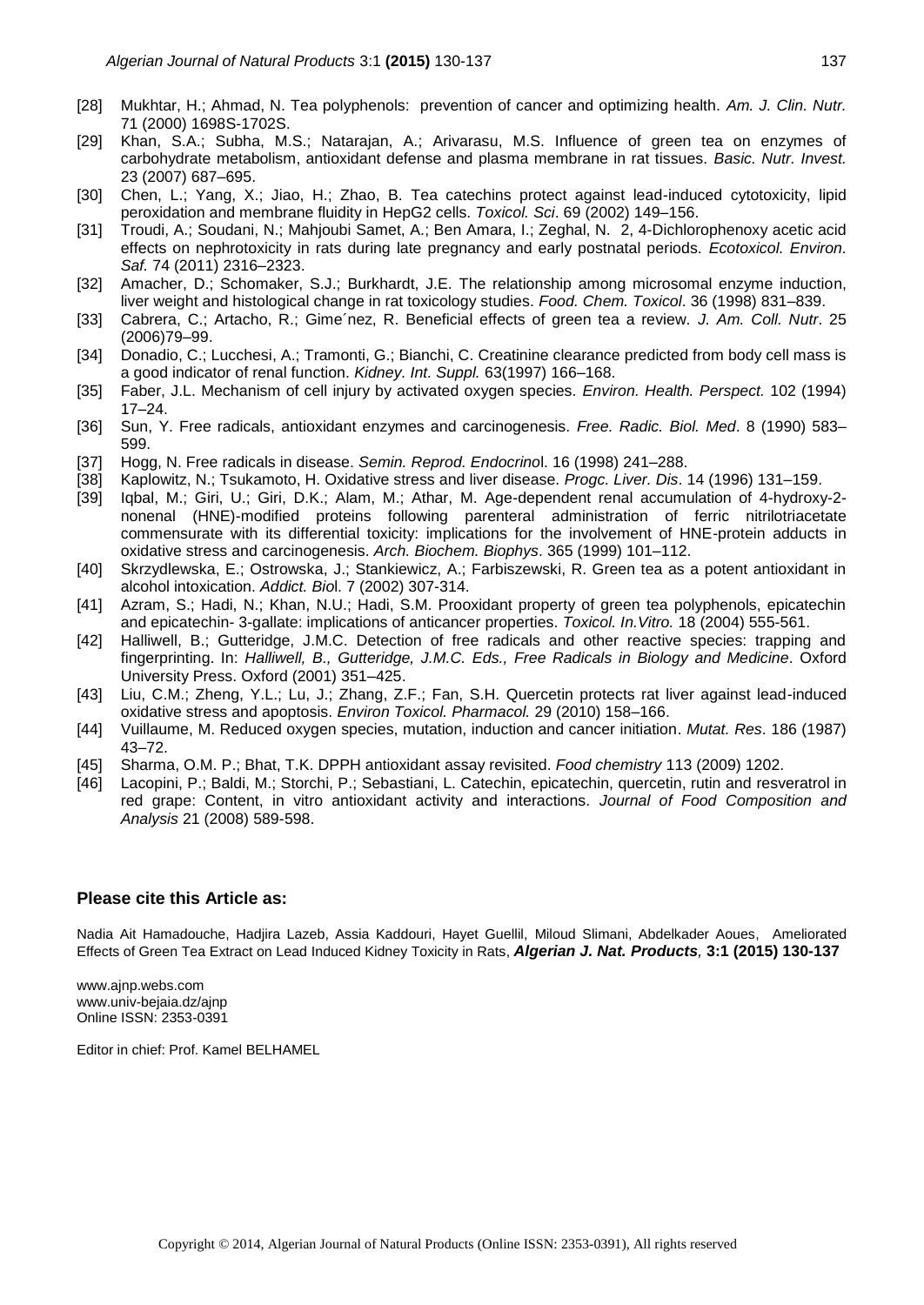[28] Mukhtar, H.; Ahmad, N. Tea polyphenols: prevention of cancer and optimizing health. *Am. J. Clin. Nutr.* 71 (2000) 1698S-1702S.

[29] Khan, S.A.; Subha, M.S.; Natarajan, A.; Arivarasu, M.S. Influence of green tea on enzymes of carbohydrate metabolism, antioxidant defense and plasma membrane in rat tissues. *Basic. Nutr. Invest.* 23 (2007) 687–695.

[30] Chen, L.; Yang, X.; Jiao, H.; Zhao, B. Tea catechins protect against lead-induced cytotoxicity, lipid peroxidation and membrane fluidity in HepG2 cells. *Toxicol. Sci*. 69 (2002) 149–156.

[31] Troudi, A.; Soudani, N.; Mahjoubi Samet, A.; Ben Amara, I.; Zeghal, N. 2, 4-Dichlorophenoxy acetic acid effects on nephrotoxicity in rats during late pregnancy and early postnatal periods. *Ecotoxicol. Environ. Saf.* 74 (2011) 2316–2323.

[32] Amacher, D.; Schomaker, S.J.; Burkhardt, J.E. The relationship among microsomal enzyme induction, liver weight and histological change in rat toxicology studies. *Food. Chem. Toxicol*. 36 (1998) 831–839.

[33] Cabrera, C.; Artacho, R.; Gime´nez, R. Beneficial effects of green tea a review. *J. Am. Coll. Nutr*. 25 (2006)79–99.

[34] Donadio, C.; Lucchesi, A.; Tramonti, G.; Bianchi, C. Creatinine clearance predicted from body cell mass is a good indicator of renal function. *Kidney. Int. Suppl.* 63(1997) 166–168.

[35] Faber, J.L. Mechanism of cell injury by activated oxygen species. *Environ. Health. Perspect.* 102 (1994) 17–24.

[36] Sun, Y. Free radicals, antioxidant enzymes and carcinogenesis. *Free. Radic. Biol. Med*. 8 (1990) 583–599.

[37] Hogg, N. Free radicals in disease. *Semin. Reprod. Endocrino*l. 16 (1998) 241–288.

[38] Kaplowitz, N.; Tsukamoto, H. Oxidative stress and liver disease. *Progc. Liver. Dis*. 14 (1996) 131–159.

[39] Iqbal, M.; Giri, U.; Giri, D.K.; Alam, M.; Athar, M. Age-dependent renal accumulation of 4-hydroxy-2-nonenal (HNE)-modified proteins following parenteral administration of ferric nitrilotriacetate commensurate with its differential toxicity: implications for the involvement of HNE-protein adducts in oxidative stress and carcinogenesis. *Arch. Biochem. Biophys*. 365 (1999) 101–112.

[40] Skrzydlewska, E.; Ostrowska, J.; Stankiewicz, A.; Farbiszewski, R. Green tea as a potent antioxidant in alcohol intoxication. *Addict. Bio*l. 7 (2002) 307-314.

[41] Azram, S.; Hadi, N.; Khan, N.U.; Hadi, S.M. Prooxidant property of green tea polyphenols, epicatechin and epicatechin- 3-gallate: implications of anticancer properties. *Toxicol. In.Vitro.* 18 (2004) 555-561.

[42] Halliwell, B.; Gutteridge, J.M.C. Detection of free radicals and other reactive species: trapping and fingerprinting. In: *Halliwell, B., Gutteridge, J.M.C. Eds., Free Radicals in Biology and Medicine*. Oxford University Press. Oxford (2001) 351–425.

[43] Liu, C.M.; Zheng, Y.L.; Lu, J.; Zhang, Z.F.; Fan, S.H. Quercetin protects rat liver against lead-induced oxidative stress and apoptosis. *Environ Toxicol. Pharmacol.* 29 (2010) 158–166.

[44] Vuillaume, M. Reduced oxygen species, mutation, induction and cancer initiation. *Mutat. Res*. 186 (1987) 43–72.

[45] Sharma, O.M. P.; Bhat, T.K. DPPH antioxidant assay revisited. *Food chemistry* 113 (2009) 1202.

[46] Lacopini, P.; Baldi, M.; Storchi, P.; Sebastiani, L. Catechin, epicatechin, quercetin, rutin and resveratrol in red grape: Content, in vitro antioxidant activity and interactions. *Journal of Food Composition and Analysis* 21 (2008) 589-598.

**Please cite this Article as:**

Nadia Ait Hamadouche, Hadjira Lazeb, Assia Kaddouri, Hayet Guellil, Miloud Slimani, Abdelkader Aoues, Ameliorated Effects of Green Tea Extract on Lead Induced Kidney Toxicity in Rats, ***Algerian J. Nat. Products*, 3:1 (2015) 130-137**

www.ajnp.webs.com
www.univ-bejaia.dz/ajnp
Online ISSN: 2353-0391

Editor in chief: Prof. Kamel BELHAMEL